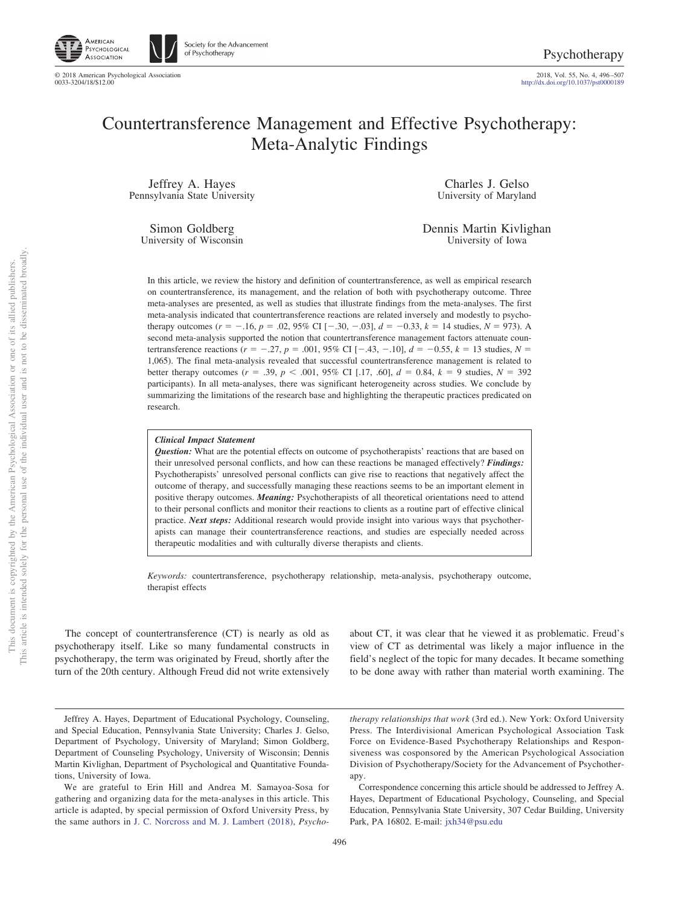# Countertransference Management and Effective Psychotherapy: Meta-Analytic Findings

Jeffrey A. Hayes
Pennsylvania State University

Charles J. Gelso
University of Maryland

Simon Goldberg
University of Wisconsin

Dennis Martin Kivlighan
University of Iowa

In this article, we review the history and definition of countertransference, as well as empirical research on countertransference, its management, and the relation of both with psychotherapy outcome. Three meta-analyses are presented, as well as studies that illustrate findings from the meta-analyses. The first meta-analysis indicated that countertransference reactions are related inversely and modestly to psychotherapy outcomes ($r = -.16$, $p = .02$, 95% CI $[-.30, -.03]$, $d = -0.33$, $k = 14$ studies, $N = 973$). A second meta-analysis supported the notion that countertransference management factors attenuate countertransference reactions ($r = -.27$, $p = .001$, 95% CI $[-.43, -.10]$, $d = -0.55$, $k = 13$ studies, $N = 1{,}065$). The final meta-analysis revealed that successful countertransference management is related to better therapy outcomes ($r = .39$, $p < .001$, 95% CI $[.17, .60]$, $d = 0.84$, $k = 9$ studies, $N = 392$ participants). In all meta-analyses, there was significant heterogeneity across studies. We conclude by summarizing the limitations of the research base and highlighting the therapeutic practices predicated on research.

> ***Clinical Impact Statement***
> ***Question:*** What are the potential effects on outcome of psychotherapists' reactions that are based on their unresolved personal conflicts, and how can these reactions be managed effectively? ***Findings:*** Psychotherapists' unresolved personal conflicts can give rise to reactions that negatively affect the outcome of therapy, and successfully managing these reactions seems to be an important element in positive therapy outcomes. ***Meaning:*** Psychotherapists of all theoretical orientations need to attend to their personal conflicts and monitor their reactions to clients as a routine part of effective clinical practice. ***Next steps:*** Additional research would provide insight into various ways that psychotherapists can manage their countertransference reactions, and studies are especially needed across therapeutic modalities and with culturally diverse therapists and clients.

*Keywords:* countertransference, psychotherapy relationship, meta-analysis, psychotherapy outcome, therapist effects

The concept of countertransference (CT) is nearly as old as psychotherapy itself. Like so many fundamental constructs in psychotherapy, the term was originated by Freud, shortly after the turn of the 20th century. Although Freud did not write extensively about CT, it was clear that he viewed it as problematic. Freud's view of CT as detrimental was likely a major influence in the field's neglect of the topic for many decades. It became something to be done away with rather than material worth examining. The

---

Jeffrey A. Hayes, Department of Educational Psychology, Counseling, and Special Education, Pennsylvania State University; Charles J. Gelso, Department of Psychology, University of Maryland; Simon Goldberg, Department of Counseling Psychology, University of Wisconsin; Dennis Martin Kivlighan, Department of Psychological and Quantitative Foundations, University of Iowa.

We are grateful to Erin Hill and Andrea M. Samayoa-Sosa for gathering and organizing data for the meta-analyses in this article. This article is adapted, by special permission of Oxford University Press, by the same authors in J. C. Norcross and M. J. Lambert (2018), *Psychotherapy relationships that work* (3rd ed.). New York: Oxford University Press. The Interdivisional American Psychological Association Task Force on Evidence-Based Psychotherapy Relationships and Responsiveness was cosponsored by the American Psychological Association Division of Psychotherapy/Society for the Advancement of Psychotherapy.

Correspondence concerning this article should be addressed to Jeffrey A. Hayes, Department of Educational Psychology, Counseling, and Special Education, Pennsylvania State University, 307 Cedar Building, University Park, PA 16802. E-mail: jxh34@psu.edu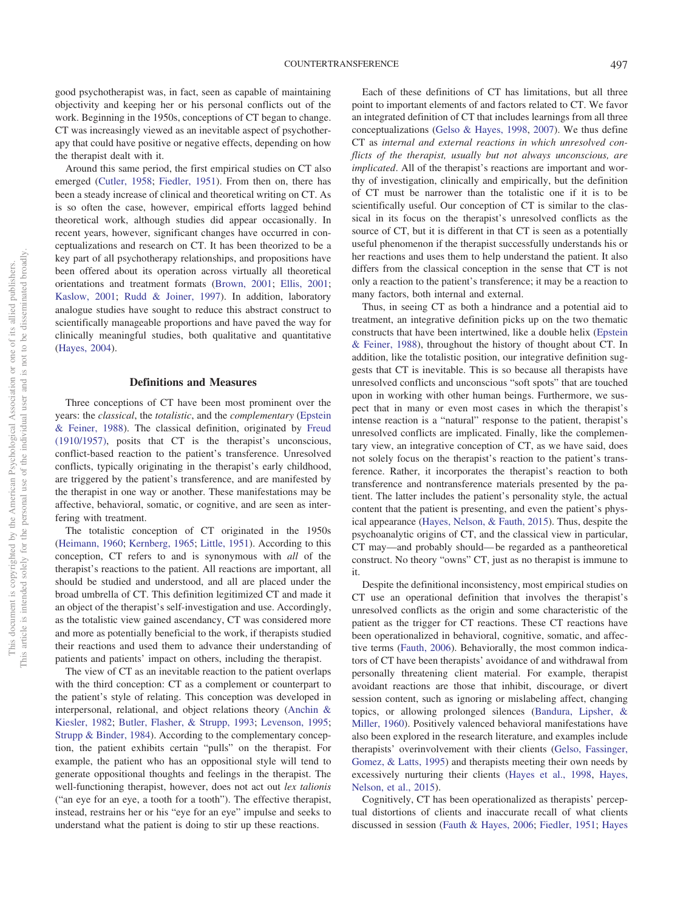good psychotherapist was, in fact, seen as capable of maintaining objectivity and keeping her or his personal conflicts out of the work. Beginning in the 1950s, conceptions of CT began to change. CT was increasingly viewed as an inevitable aspect of psychotherapy that could have positive or negative effects, depending on how the therapist dealt with it.

Around this same period, the first empirical studies on CT also emerged (Cutler, 1958; Fiedler, 1951). From then on, there has been a steady increase of clinical and theoretical writing on CT. As is so often the case, however, empirical efforts lagged behind theoretical work, although studies did appear occasionally. In recent years, however, significant changes have occurred in conceptualizations and research on CT. It has been theorized to be a key part of all psychotherapy relationships, and propositions have been offered about its operation across virtually all theoretical orientations and treatment formats (Brown, 2001; Ellis, 2001; Kaslow, 2001; Rudd & Joiner, 1997). In addition, laboratory analogue studies have sought to reduce this abstract construct to scientifically manageable proportions and have paved the way for clinically meaningful studies, both qualitative and quantitative (Hayes, 2004).

## Definitions and Measures

Three conceptions of CT have been most prominent over the years: the *classical*, the *totalistic*, and the *complementary* (Epstein & Feiner, 1988). The classical definition, originated by Freud (1910/1957), posits that CT is the therapist's unconscious, conflict-based reaction to the patient's transference. Unresolved conflicts, typically originating in the therapist's early childhood, are triggered by the patient's transference, and are manifested by the therapist in one way or another. These manifestations may be affective, behavioral, somatic, or cognitive, and are seen as interfering with treatment.

The totalistic conception of CT originated in the 1950s (Heimann, 1960; Kernberg, 1965; Little, 1951). According to this conception, CT refers to and is synonymous with *all* of the therapist's reactions to the patient. All reactions are important, all should be studied and understood, and all are placed under the broad umbrella of CT. This definition legitimized CT and made it an object of the therapist's self-investigation and use. Accordingly, as the totalistic view gained ascendancy, CT was considered more and more as potentially beneficial to the work, if therapists studied their reactions and used them to advance their understanding of patients and patients' impact on others, including the therapist.

The view of CT as an inevitable reaction to the patient overlaps with the third conception: CT as a complement or counterpart to the patient's style of relating. This conception was developed in interpersonal, relational, and object relations theory (Anchin & Kiesler, 1982; Butler, Flasher, & Strupp, 1993; Levenson, 1995; Strupp & Binder, 1984). According to the complementary conception, the patient exhibits certain "pulls" on the therapist. For example, the patient who has an oppositional style will tend to generate oppositional thoughts and feelings in the therapist. The well-functioning therapist, however, does not act out *lex talionis* ("an eye for an eye, a tooth for a tooth"). The effective therapist, instead, restrains her or his "eye for an eye" impulse and seeks to understand what the patient is doing to stir up these reactions.

Each of these definitions of CT has limitations, but all three point to important elements of and factors related to CT. We favor an integrated definition of CT that includes learnings from all three conceptualizations (Gelso & Hayes, 1998, 2007). We thus define CT as *internal and external reactions in which unresolved conflicts of the therapist, usually but not always unconscious, are implicated*. All of the therapist's reactions are important and worthy of investigation, clinically and empirically, but the definition of CT must be narrower than the totalistic one if it is to be scientifically useful. Our conception of CT is similar to the classical in its focus on the therapist's unresolved conflicts as the source of CT, but it is different in that CT is seen as a potentially useful phenomenon if the therapist successfully understands his or her reactions and uses them to help understand the patient. It also differs from the classical conception in the sense that CT is not only a reaction to the patient's transference; it may be a reaction to many factors, both internal and external.

Thus, in seeing CT as both a hindrance and a potential aid to treatment, an integrative definition picks up on the two thematic constructs that have been intertwined, like a double helix (Epstein & Feiner, 1988), throughout the history of thought about CT. In addition, like the totalistic position, our integrative definition suggests that CT is inevitable. This is so because all therapists have unresolved conflicts and unconscious "soft spots" that are touched upon in working with other human beings. Furthermore, we suspect that in many or even most cases in which the therapist's intense reaction is a "natural" response to the patient, therapist's unresolved conflicts are implicated. Finally, like the complementary view, an integrative conception of CT, as we have said, does not solely focus on the therapist's reaction to the patient's transference. Rather, it incorporates the therapist's reaction to both transference and nontransference materials presented by the patient. The latter includes the patient's personality style, the actual content that the patient is presenting, and even the patient's physical appearance (Hayes, Nelson, & Fauth, 2015). Thus, despite the psychoanalytic origins of CT, and the classical view in particular, CT may—and probably should—be regarded as a pantheoretical construct. No theory "owns" CT, just as no therapist is immune to it.

Despite the definitional inconsistency, most empirical studies on CT use an operational definition that involves the therapist's unresolved conflicts as the origin and some characteristic of the patient as the trigger for CT reactions. These CT reactions have been operationalized in behavioral, cognitive, somatic, and affective terms (Fauth, 2006). Behaviorally, the most common indicators of CT have been therapists' avoidance of and withdrawal from personally threatening client material. For example, therapist avoidant reactions are those that inhibit, discourage, or divert session content, such as ignoring or mislabeling affect, changing topics, or allowing prolonged silences (Bandura, Lipsher, & Miller, 1960). Positively valenced behavioral manifestations have also been explored in the research literature, and examples include therapists' overinvolvement with their clients (Gelso, Fassinger, Gomez, & Latts, 1995) and therapists meeting their own needs by excessively nurturing their clients (Hayes et al., 1998, Hayes, Nelson, et al., 2015).

Cognitively, CT has been operationalized as therapists' perceptual distortions of clients and inaccurate recall of what clients discussed in session (Fauth & Hayes, 2006; Fiedler, 1951; Hayes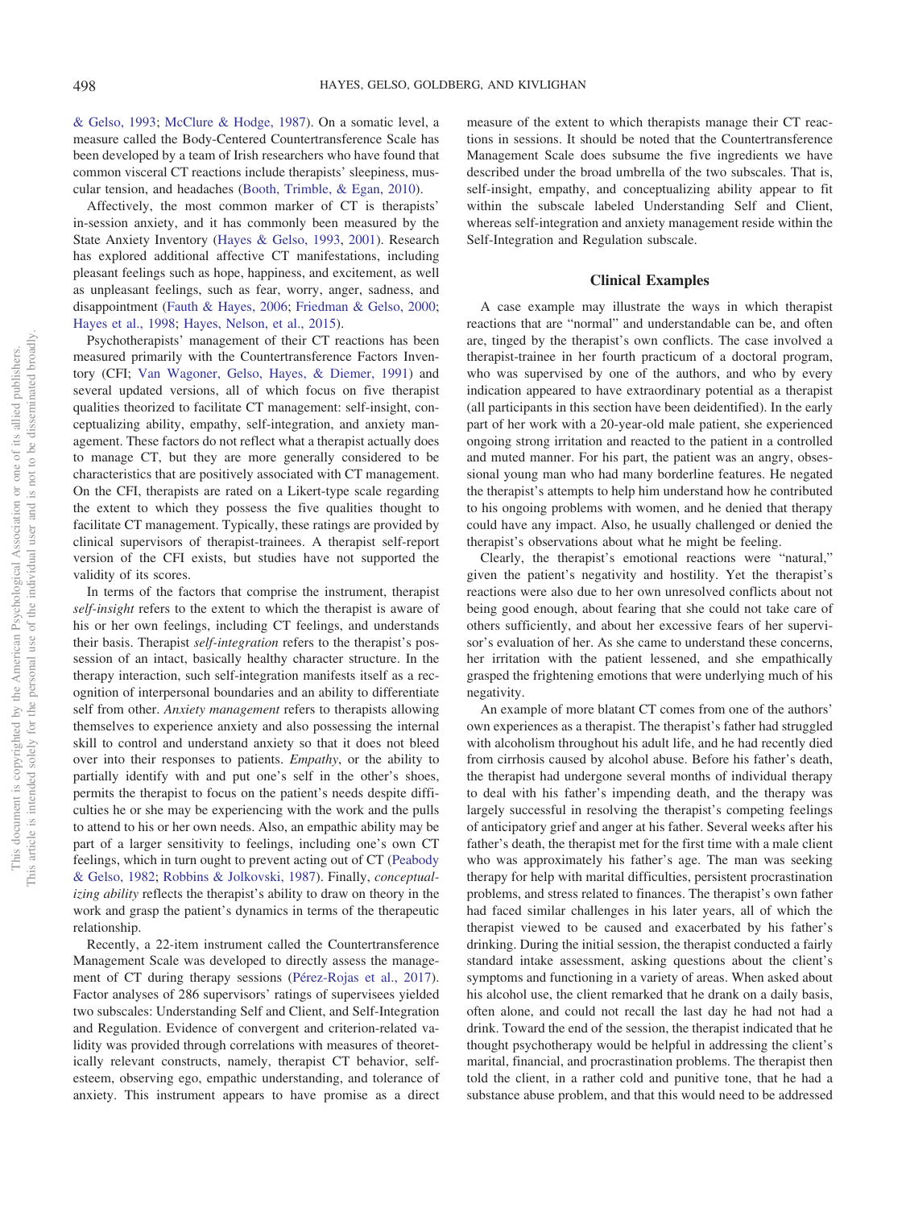& Gelso, 1993; McClure & Hodge, 1987). On a somatic level, a measure called the Body-Centered Countertransference Scale has been developed by a team of Irish researchers who have found that common visceral CT reactions include therapists' sleepiness, muscular tension, and headaches (Booth, Trimble, & Egan, 2010).

Affectively, the most common marker of CT is therapists' in-session anxiety, and it has commonly been measured by the State Anxiety Inventory (Hayes & Gelso, 1993, 2001). Research has explored additional affective CT manifestations, including pleasant feelings such as hope, happiness, and excitement, as well as unpleasant feelings, such as fear, worry, anger, sadness, and disappointment (Fauth & Hayes, 2006; Friedman & Gelso, 2000; Hayes et al., 1998; Hayes, Nelson, et al., 2015).

Psychotherapists' management of their CT reactions has been measured primarily with the Countertransference Factors Inventory (CFI; Van Wagoner, Gelso, Hayes, & Diemer, 1991) and several updated versions, all of which focus on five therapist qualities theorized to facilitate CT management: self-insight, conceptualizing ability, empathy, self-integration, and anxiety management. These factors do not reflect what a therapist actually does to manage CT, but they are more generally considered to be characteristics that are positively associated with CT management. On the CFI, therapists are rated on a Likert-type scale regarding the extent to which they possess the five qualities thought to facilitate CT management. Typically, these ratings are provided by clinical supervisors of therapist-trainees. A therapist self-report version of the CFI exists, but studies have not supported the validity of its scores.

In terms of the factors that comprise the instrument, therapist *self-insight* refers to the extent to which the therapist is aware of his or her own feelings, including CT feelings, and understands their basis. Therapist *self-integration* refers to the therapist's possession of an intact, basically healthy character structure. In the therapy interaction, such self-integration manifests itself as a recognition of interpersonal boundaries and an ability to differentiate self from other. *Anxiety management* refers to therapists allowing themselves to experience anxiety and also possessing the internal skill to control and understand anxiety so that it does not bleed over into their responses to patients. *Empathy*, or the ability to partially identify with and put one's self in the other's shoes, permits the therapist to focus on the patient's needs despite difficulties he or she may be experiencing with the work and the pulls to attend to his or her own needs. Also, an empathic ability may be part of a larger sensitivity to feelings, including one's own CT feelings, which in turn ought to prevent acting out of CT (Peabody & Gelso, 1982; Robbins & Jolkovski, 1987). Finally, *conceptualizing ability* reflects the therapist's ability to draw on theory in the work and grasp the patient's dynamics in terms of the therapeutic relationship.

Recently, a 22-item instrument called the Countertransference Management Scale was developed to directly assess the management of CT during therapy sessions (Pérez-Rojas et al., 2017). Factor analyses of 286 supervisors' ratings of supervisees yielded two subscales: Understanding Self and Client, and Self-Integration and Regulation. Evidence of convergent and criterion-related validity was provided through correlations with measures of theoretically relevant constructs, namely, therapist CT behavior, self-esteem, observing ego, empathic understanding, and tolerance of anxiety. This instrument appears to have promise as a direct measure of the extent to which therapists manage their CT reactions in sessions. It should be noted that the Countertransference Management Scale does subsume the five ingredients we have described under the broad umbrella of the two subscales. That is, self-insight, empathy, and conceptualizing ability appear to fit within the subscale labeled Understanding Self and Client, whereas self-integration and anxiety management reside within the Self-Integration and Regulation subscale.

## Clinical Examples

A case example may illustrate the ways in which therapist reactions that are "normal" and understandable can be, and often are, tinged by the therapist's own conflicts. The case involved a therapist-trainee in her fourth practicum of a doctoral program, who was supervised by one of the authors, and who by every indication appeared to have extraordinary potential as a therapist (all participants in this section have been deidentified). In the early part of her work with a 20-year-old male patient, she experienced ongoing strong irritation and reacted to the patient in a controlled and muted manner. For his part, the patient was an angry, obsessional young man who had many borderline features. He negated the therapist's attempts to help him understand how he contributed to his ongoing problems with women, and he denied that therapy could have any impact. Also, he usually challenged or denied the therapist's observations about what he might be feeling.

Clearly, the therapist's emotional reactions were "natural," given the patient's negativity and hostility. Yet the therapist's reactions were also due to her own unresolved conflicts about not being good enough, about fearing that she could not take care of others sufficiently, and about her excessive fears of her supervisor's evaluation of her. As she came to understand these concerns, her irritation with the patient lessened, and she empathically grasped the frightening emotions that were underlying much of his negativity.

An example of more blatant CT comes from one of the authors' own experiences as a therapist. The therapist's father had struggled with alcoholism throughout his adult life, and he had recently died from cirrhosis caused by alcohol abuse. Before his father's death, the therapist had undergone several months of individual therapy to deal with his father's impending death, and the therapy was largely successful in resolving the therapist's competing feelings of anticipatory grief and anger at his father. Several weeks after his father's death, the therapist met for the first time with a male client who was approximately his father's age. The man was seeking therapy for help with marital difficulties, persistent procrastination problems, and stress related to finances. The therapist's own father had faced similar challenges in his later years, all of which the therapist viewed to be caused and exacerbated by his father's drinking. During the initial session, the therapist conducted a fairly standard intake assessment, asking questions about the client's symptoms and functioning in a variety of areas. When asked about his alcohol use, the client remarked that he drank on a daily basis, often alone, and could not recall the last day he had not had a drink. Toward the end of the session, the therapist indicated that he thought psychotherapy would be helpful in addressing the client's marital, financial, and procrastination problems. The therapist then told the client, in a rather cold and punitive tone, that he had a substance abuse problem, and that this would need to be addressed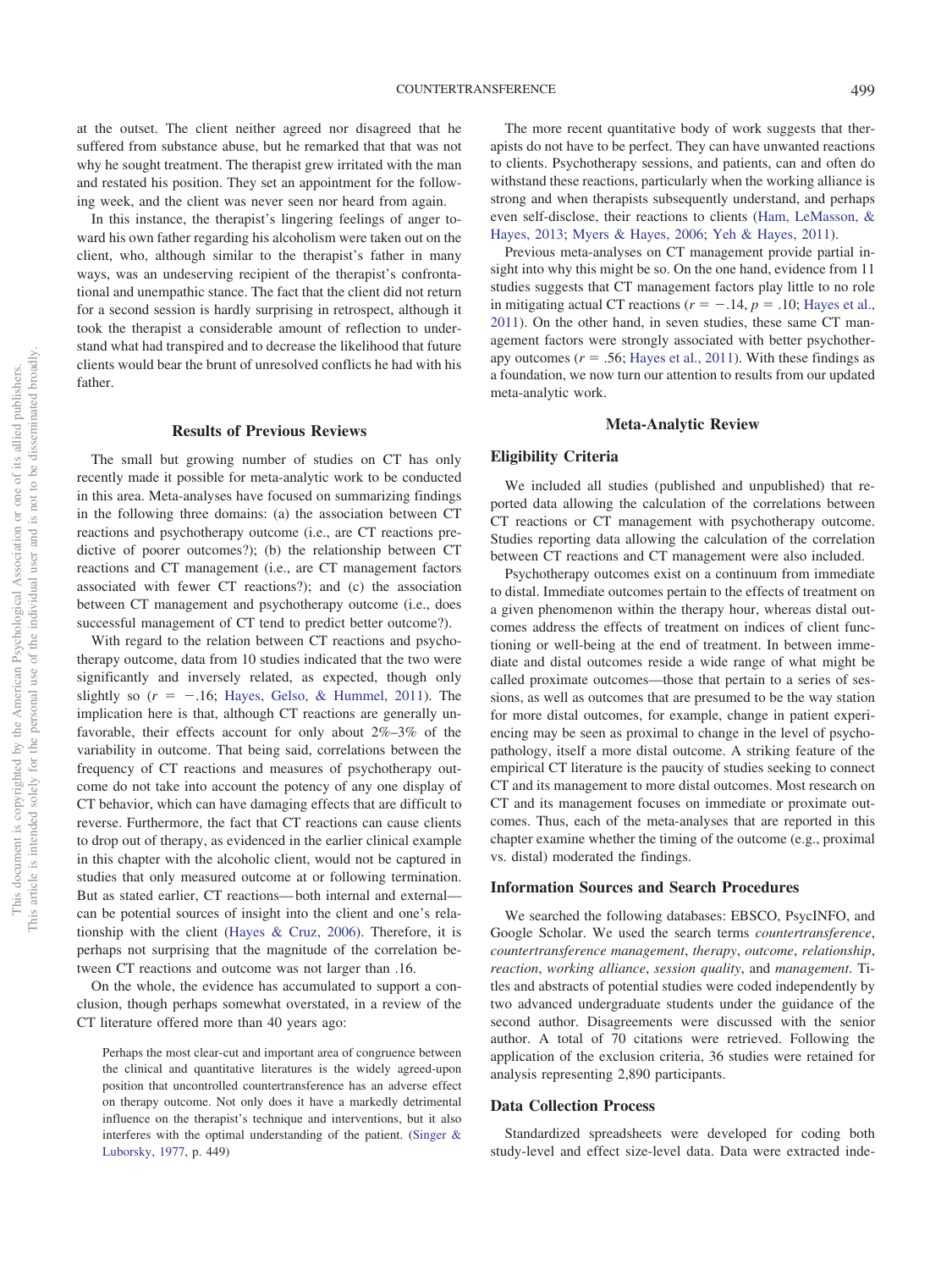at the outset. The client neither agreed nor disagreed that he suffered from substance abuse, but he remarked that that was not why he sought treatment. The therapist grew irritated with the man and restated his position. They set an appointment for the following week, and the client was never seen nor heard from again.

In this instance, the therapist's lingering feelings of anger toward his own father regarding his alcoholism were taken out on the client, who, although similar to the therapist's father in many ways, was an undeserving recipient of the therapist's confrontational and unempathic stance. The fact that the client did not return for a second session is hardly surprising in retrospect, although it took the therapist a considerable amount of reflection to understand what had transpired and to decrease the likelihood that future clients would bear the brunt of unresolved conflicts he had with his father.

## Results of Previous Reviews

The small but growing number of studies on CT has only recently made it possible for meta-analytic work to be conducted in this area. Meta-analyses have focused on summarizing findings in the following three domains: (a) the association between CT reactions and psychotherapy outcome (i.e., are CT reactions predictive of poorer outcomes?); (b) the relationship between CT reactions and CT management (i.e., are CT management factors associated with fewer CT reactions?); and (c) the association between CT management and psychotherapy outcome (i.e., does successful management of CT tend to predict better outcome?).

With regard to the relation between CT reactions and psychotherapy outcome, data from 10 studies indicated that the two were significantly and inversely related, as expected, though only slightly so ($r = -.16$; Hayes, Gelso, & Hummel, 2011). The implication here is that, although CT reactions are generally unfavorable, their effects account for only about 2%–3% of the variability in outcome. That being said, correlations between the frequency of CT reactions and measures of psychotherapy outcome do not take into account the potency of any one display of CT behavior, which can have damaging effects that are difficult to reverse. Furthermore, the fact that CT reactions can cause clients to drop out of therapy, as evidenced in the earlier clinical example in this chapter with the alcoholic client, would not be captured in studies that only measured outcome at or following termination. But as stated earlier, CT reactions—both internal and external—can be potential sources of insight into the client and one's relationship with the client (Hayes & Cruz, 2006). Therefore, it is perhaps not surprising that the magnitude of the correlation between CT reactions and outcome was not larger than .16.

On the whole, the evidence has accumulated to support a conclusion, though perhaps somewhat overstated, in a review of the CT literature offered more than 40 years ago:

> Perhaps the most clear-cut and important area of congruence between the clinical and quantitative literatures is the widely agreed-upon position that uncontrolled countertransference has an adverse effect on therapy outcome. Not only does it have a markedly detrimental influence on the therapist's technique and interventions, but it also interferes with the optimal understanding of the patient. (Singer & Luborsky, 1977, p. 449)

The more recent quantitative body of work suggests that therapists do not have to be perfect. They can have unwanted reactions to clients. Psychotherapy sessions, and patients, can and often do withstand these reactions, particularly when the working alliance is strong and when therapists subsequently understand, and perhaps even self-disclose, their reactions to clients (Ham, LeMasson, & Hayes, 2013; Myers & Hayes, 2006; Yeh & Hayes, 2011).

Previous meta-analyses on CT management provide partial insight into why this might be so. On the one hand, evidence from 11 studies suggests that CT management factors play little to no role in mitigating actual CT reactions ($r = -.14$, $p = .10$; Hayes et al., 2011). On the other hand, in seven studies, these same CT management factors were strongly associated with better psychotherapy outcomes ($r = .56$; Hayes et al., 2011). With these findings as a foundation, we now turn our attention to results from our updated meta-analytic work.

## Meta-Analytic Review

### Eligibility Criteria

We included all studies (published and unpublished) that reported data allowing the calculation of the correlations between CT reactions or CT management with psychotherapy outcome. Studies reporting data allowing the calculation of the correlation between CT reactions and CT management were also included.

Psychotherapy outcomes exist on a continuum from immediate to distal. Immediate outcomes pertain to the effects of treatment on a given phenomenon within the therapy hour, whereas distal outcomes address the effects of treatment on indices of client functioning or well-being at the end of treatment. In between immediate and distal outcomes reside a wide range of what might be called proximate outcomes—those that pertain to a series of sessions, as well as outcomes that are presumed to be the way station for more distal outcomes, for example, change in patient experiencing may be seen as proximal to change in the level of psychopathology, itself a more distal outcome. A striking feature of the empirical CT literature is the paucity of studies seeking to connect CT and its management to more distal outcomes. Most research on CT and its management focuses on immediate or proximate outcomes. Thus, each of the meta-analyses that are reported in this chapter examine whether the timing of the outcome (e.g., proximal vs. distal) moderated the findings.

### Information Sources and Search Procedures

We searched the following databases: EBSCO, PsycINFO, and Google Scholar. We used the search terms *countertransference*, *countertransference management*, *therapy*, *outcome*, *relationship*, *reaction*, *working alliance*, *session quality*, and *management*. Titles and abstracts of potential studies were coded independently by two advanced undergraduate students under the guidance of the second author. Disagreements were discussed with the senior author. A total of 70 citations were retrieved. Following the application of the exclusion criteria, 36 studies were retained for analysis representing 2,890 participants.

### Data Collection Process

Standardized spreadsheets were developed for coding both study-level and effect size-level data. Data were extracted inde-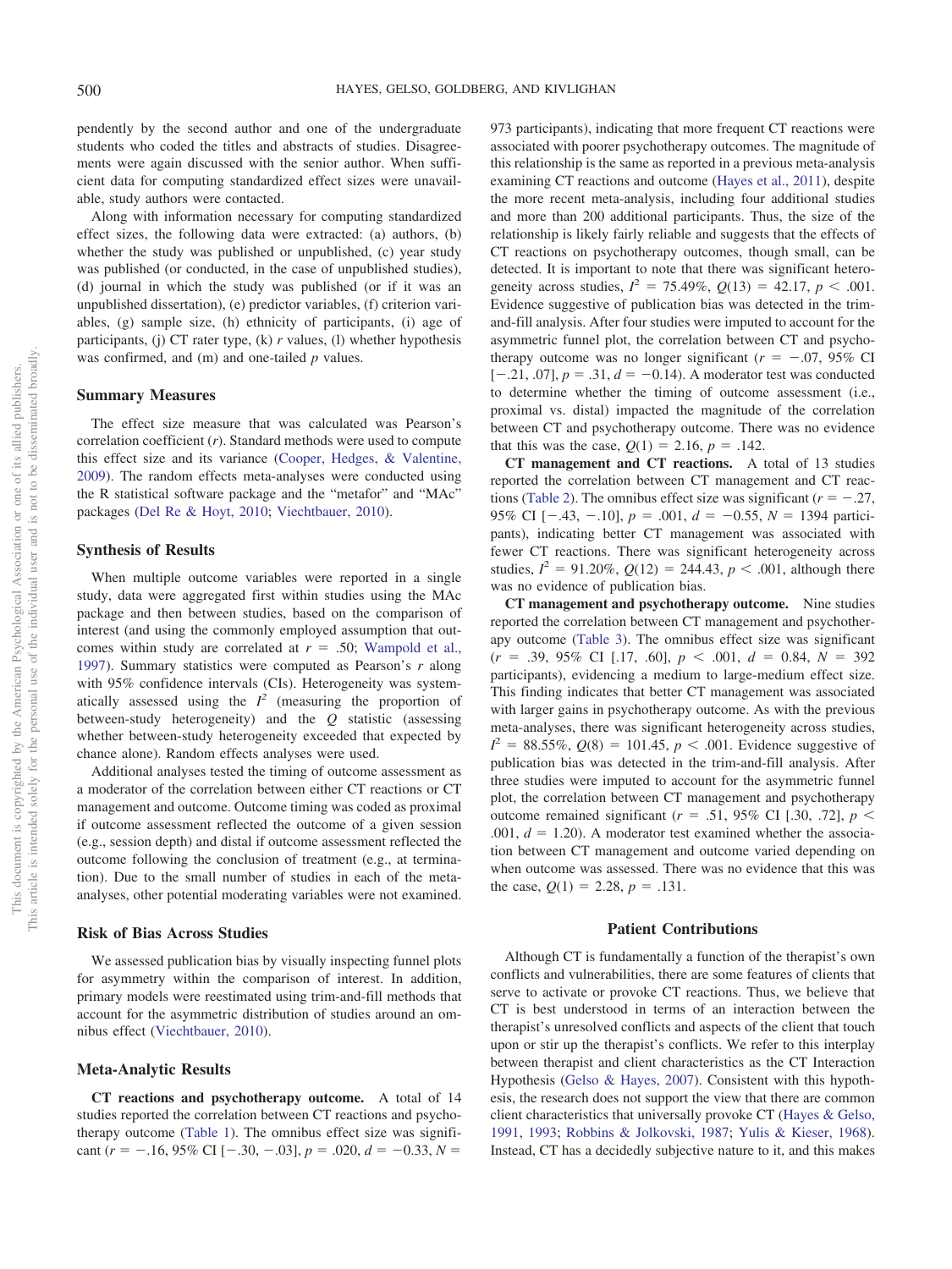pendently by the second author and one of the undergraduate students who coded the titles and abstracts of studies. Disagreements were again discussed with the senior author. When sufficient data for computing standardized effect sizes were unavailable, study authors were contacted.

Along with information necessary for computing standardized effect sizes, the following data were extracted: (a) authors, (b) whether the study was published or unpublished, (c) year study was published (or conducted, in the case of unpublished studies), (d) journal in which the study was published (or if it was an unpublished dissertation), (e) predictor variables, (f) criterion variables, (g) sample size, (h) ethnicity of participants, (i) age of participants, (j) CT rater type, (k) $r$ values, (l) whether hypothesis was confirmed, and (m) and one-tailed $p$ values.

### Summary Measures

The effect size measure that was calculated was Pearson's correlation coefficient ($r$). Standard methods were used to compute this effect size and its variance (Cooper, Hedges, & Valentine, 2009). The random effects meta-analyses were conducted using the R statistical software package and the "metafor" and "MAc" packages (Del Re & Hoyt, 2010; Viechtbauer, 2010).

### Synthesis of Results

When multiple outcome variables were reported in a single study, data were aggregated first within studies using the MAc package and then between studies, based on the comparison of interest (and using the commonly employed assumption that outcomes within study are correlated at $r = .50$; Wampold et al., 1997). Summary statistics were computed as Pearson's $r$ along with 95% confidence intervals (CIs). Heterogeneity was systematically assessed using the $I^2$ (measuring the proportion of between-study heterogeneity) and the $Q$ statistic (assessing whether between-study heterogeneity exceeded that expected by chance alone). Random effects analyses were used.

Additional analyses tested the timing of outcome assessment as a moderator of the correlation between either CT reactions or CT management and outcome. Outcome timing was coded as proximal if outcome assessment reflected the outcome of a given session (e.g., session depth) and distal if outcome assessment reflected the outcome following the conclusion of treatment (e.g., at termination). Due to the small number of studies in each of the meta-analyses, other potential moderating variables were not examined.

### Risk of Bias Across Studies

We assessed publication bias by visually inspecting funnel plots for asymmetry within the comparison of interest. In addition, primary models were reestimated using trim-and-fill methods that account for the asymmetric distribution of studies around an omnibus effect (Viechtbauer, 2010).

### Meta-Analytic Results

**CT reactions and psychotherapy outcome.** A total of 14 studies reported the correlation between CT reactions and psychotherapy outcome (Table 1). The omnibus effect size was significant ($r = -.16$, 95% CI $[-.30, -.03]$, $p = .020$, $d = -0.33$, $N =$ 973 participants), indicating that more frequent CT reactions were associated with poorer psychotherapy outcomes. The magnitude of this relationship is the same as reported in a previous meta-analysis examining CT reactions and outcome (Hayes et al., 2011), despite the more recent meta-analysis, including four additional studies and more than 200 additional participants. Thus, the size of the relationship is likely fairly reliable and suggests that the effects of CT reactions on psychotherapy outcomes, though small, can be detected. It is important to note that there was significant heterogeneity across studies, $I^2 = 75.49\%$, $Q(13) = 42.17$, $p < .001$. Evidence suggestive of publication bias was detected in the trim-and-fill analysis. After four studies were imputed to account for the asymmetric funnel plot, the correlation between CT and psychotherapy outcome was no longer significant ($r = -.07$, 95% CI $[-.21, .07]$, $p = .31$, $d = -0.14$). A moderator test was conducted to determine whether the timing of outcome assessment (i.e., proximal vs. distal) impacted the magnitude of the correlation between CT and psychotherapy outcome. There was no evidence that this was the case, $Q(1) = 2.16$, $p = .142$.

**CT management and CT reactions.** A total of 13 studies reported the correlation between CT management and CT reactions (Table 2). The omnibus effect size was significant ($r = -.27$, 95% CI $[-.43, -.10]$, $p = .001$, $d = -0.55$, $N = 1394$ participants), indicating better CT management was associated with fewer CT reactions. There was significant heterogeneity across studies, $I^2 = 91.20\%$, $Q(12) = 244.43$, $p < .001$, although there was no evidence of publication bias.

**CT management and psychotherapy outcome.** Nine studies reported the correlation between CT management and psychotherapy outcome (Table 3). The omnibus effect size was significant ($r = .39$, 95% CI $[.17, .60]$, $p < .001$, $d = 0.84$, $N = 392$ participants), evidencing a medium to large-medium effect size. This finding indicates that better CT management was associated with larger gains in psychotherapy outcome. As with the previous meta-analyses, there was significant heterogeneity across studies, $I^2 = 88.55\%$, $Q(8) = 101.45$, $p < .001$. Evidence suggestive of publication bias was detected in the trim-and-fill analysis. After three studies were imputed to account for the asymmetric funnel plot, the correlation between CT management and psychotherapy outcome remained significant ($r = .51$, 95% CI $[.30, .72]$, $p < .001$, $d = 1.20$). A moderator test examined whether the association between CT management and outcome varied depending on when outcome was assessed. There was no evidence that this was the case, $Q(1) = 2.28$, $p = .131$.

## Patient Contributions

Although CT is fundamentally a function of the therapist's own conflicts and vulnerabilities, there are some features of clients that serve to activate or provoke CT reactions. Thus, we believe that CT is best understood in terms of an interaction between the therapist's unresolved conflicts and aspects of the client that touch upon or stir up the therapist's conflicts. We refer to this interplay between therapist and client characteristics as the CT Interaction Hypothesis (Gelso & Hayes, 2007). Consistent with this hypothesis, the research does not support the view that there are common client characteristics that universally provoke CT (Hayes & Gelso, 1991, 1993; Robbins & Jolkovski, 1987; Yulis & Kieser, 1968). Instead, CT has a decidedly subjective nature to it, and this makes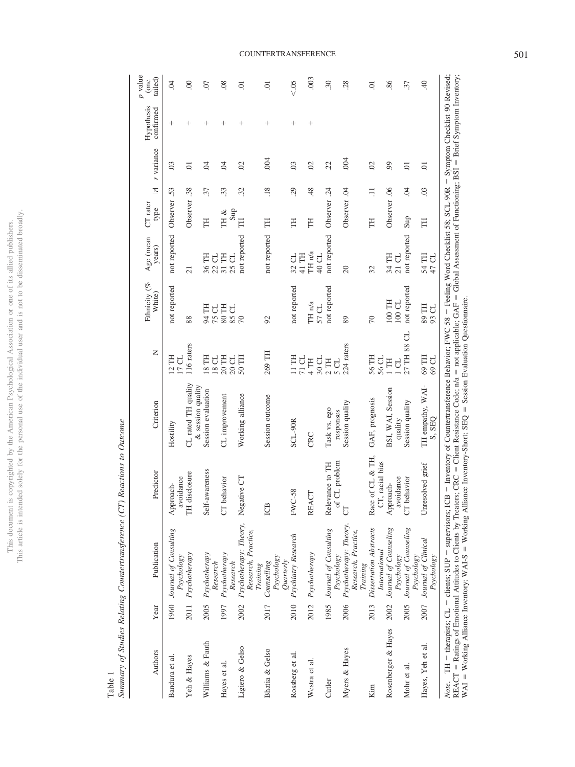Table 1

*Summary of Studies Relating Countertransference (CT) Reactions to Outcome*

| Authors | Year | Publication | Predictor | Criterion | N | Ethnicity (% White) | Age (mean years) | CT rater type | \|r\| | r variance | Hypothesis confirmed | p value (one tailed) |
|---|---|---|---|---|---|---|---|---|---|---|---|---|
| Bandura et al. | 1960 | *Journal of Consulting Psychology* | Approach-avoidance | Hostility | 12 TH 17 CL | not reported | not reported | Observer | .53 | .03 | + | .04 |
| Yeh & Hayes | 2011 | *Psychotherapy* | TH disclosure | CL rated TH quality & session quality | 116 raters | 88 | 21 | Observer | .38 | .01 | + | .00 |
| Williams & Fauth | 2005 | *Psychotherapy Research* | Self-awareness | Session evaluation | 18 TH 18 CL | 94 TH 75 CL | 36 TH 22 CL | TH | .37 | .04 | + | .07 |
| Hayes et al. | 1997 | *Psychotherapy Research* | CT behavior | CL improvement | 20 TH 20 CL | 80 TH 85 CL | 31 TH 25 CL | TH & Sup | .33 | .04 | + | .08 |
| Ligiero & Gelso | 2002 | *Psychotherapy: Theory, Research, Practice, Training* | Negative CT | Working alliance | 50 TH | 70 | not reported | TH | .32 | .02 | + | .01 |
| Bhatia & Gelso | 2017 | *Counselling Psychology Quarterly* | ICB | Session outcome | 269 TH | 92 | not reported | TH | .18 | .004 | + | .01 |
| Rossberg et al. | 2010 | *Psychiatry Research* | FWC-58 | SCL-90R | 11 TH 71 CL | not reported | 32 CL 41 TH | TH | .29 | .03 | + | <.05 |
| Westra et al. | 2012 | *Psychotherapy* | REACT | CRC | 4 TH 30 CL | TH n/a 57 CL | TH n/a 40 CL | TH | .48 | .02 | + | .003 |
| Cutler | 1985 | *Journal of Consulting Psychology* | Relevance to TH of CL problem | Task vs. ego responses | 2 TH 5 CL | not reported | not reported | Observer | .24 | .22 | | .30 |
| Myers & Hayes | 2006 | *Psychotherapy: Theory, Research, Practice, Training* | CT | Session quality | 224 raters | 89 | 20 | Observer | .04 | .004 | | .28 |
| Kim | 2013 | *Dissertation Abstracts International* | Race of CL & TH, CT, racial bias | GAF, prognosis | 56 TH 56 CL | 70 | 32 | TH | .11 | .02 | | .01 |
| Rosenberger & Hayes | 2002 | *Journal of Counseling Psychology* | Approach-avoidance | BSI, WAI, Session quality | 1 TH 1 CL | 100 TH 100 CL | 34 TH 21 CL | Observer | .06 | .99 | | .86 |
| Mohr et al. | 2005 | *Journal of Counseling Psychology* | CT behavior | Session quality | 27 TH 88 CL | not reported | not reported | Sup | .04 | .01 | | .37 |
| Hayes, Yeh et al. | 2007 | *Journal of Clinical Psychology* | Unresolved grief | TH empathy, WAI-S, SEQ | 69 TH 69 CL | 89 TH 93 CL | 54 TH 47 CL | TH | .03 | .01 | | .40 |

*Note.* TH = therapists; CL = clients; SUP = supervisors; ICB = Inventory of Countertransference Behavior; FWC-58 = Feeling Word Checklist-58; SCL-90R = Symptom Checklist-90-Revised; REACT = Ratings of Emotional Attitudes to Clients by Treaters; CRC = Client Resistance Code; n/a = not applicable; GAF = Global Assessment of Functioning; BSI = Brief Symptom Inventory; WAI = Working Alliance Inventory; WAI-S = Working Alliance Inventory-Short; SEQ = Session Evaluation Questionnaire.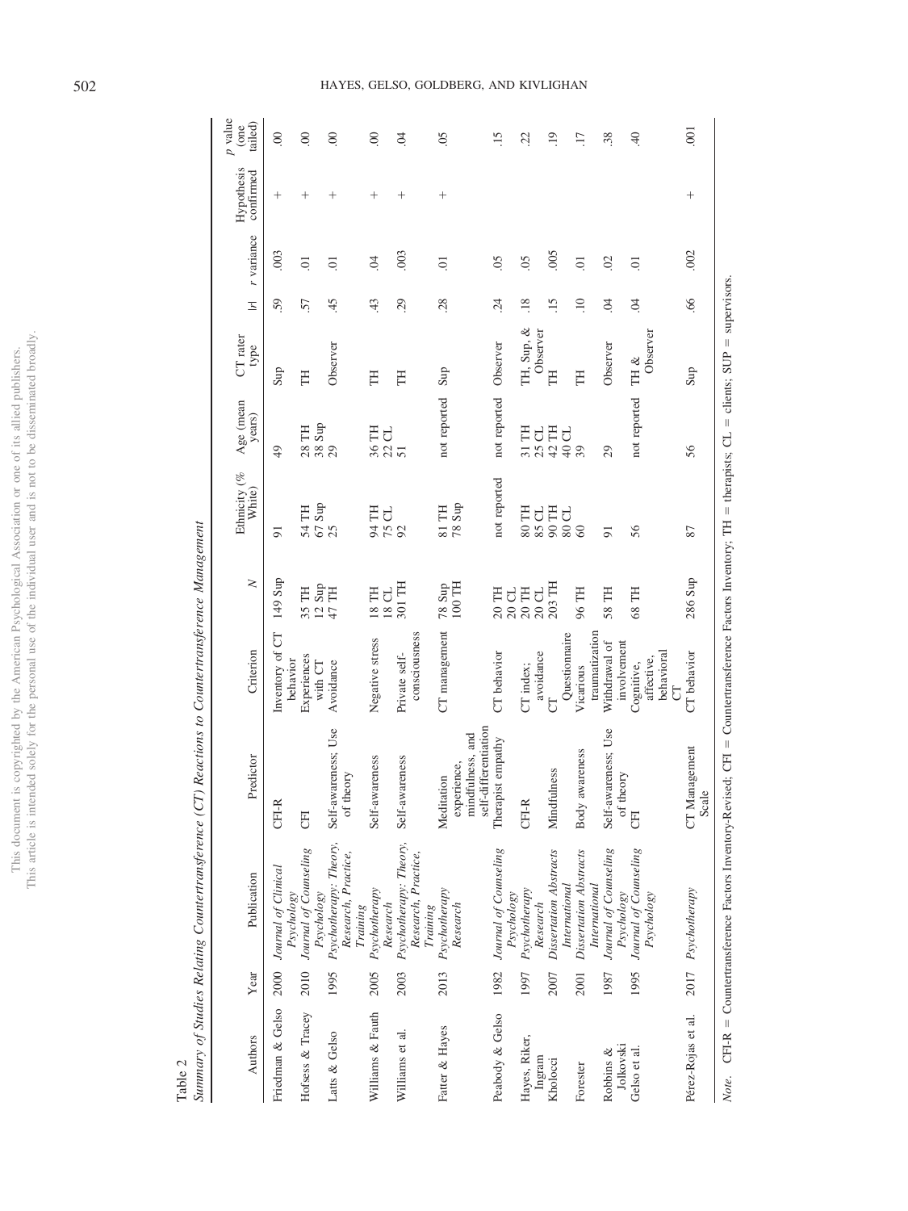Table 2

*Summary of Studies Relating Countertransference (CT) Reactions to Countertransference Management*

| Authors | Year | Publication | Predictor | Criterion | *N* | Ethnicity (% White) | Age (mean years) | CT rater type | \|*r*\| | *r* variance | Hypothesis confirmed | *p* value (one tailed) |
|---|---|---|---|---|---|---|---|---|---|---|---|---|
| Friedman & Gelso | 2000 | *Journal of Clinical Psychology* | CFI-R | Inventory of CT behavior | 149 Sup | 91 | 49 | Sup | .59 | .003 | + | .00 |
| Hofsess & Tracey | 2010 | *Journal of Counseling Psychology* | CFI | Experiences with CT | 35 TH 12 Sup | 54 TH 67 Sup | 28 TH 38 Sup | TH | .57 | .01 | + | .00 |
| Latts & Gelso | 1995 | *Psychotherapy: Theory, Research, Practice, Training* | Self-awareness; Use of theory | Avoidance | 47 TH | 25 | 29 | Observer | .45 | .01 | + | .00 |
| Williams & Fauth | 2005 | *Psychotherapy Research* | Self-awareness | Negative stress | 18 TH 18 CL | 94 TH 75 CL | 36 TH 22 CL | TH | .43 | .04 | + | .00 |
| Williams et al. | 2003 | *Psychotherapy: Theory, Research, Practice, Training* | Self-awareness | Private self-consciousness | 301 TH | 92 | 51 | TH | .29 | .003 | + | .04 |
| Fatter & Hayes | 2013 | *Psychotherapy Research* | Meditation experience, mindfulness, and self-differentiation | CT management | 78 Sup 100 TH | 81 TH 78 Sup | not reported | Sup | .28 | .01 | + | .05 |
| Peabody & Gelso | 1982 | *Journal of Counseling Psychology* | Therapist empathy | CT behavior | 20 TH 20 CL | not reported | not reported | Observer | .24 | .05 | | .15 |
| Hayes, Riker, Ingram | 1997 | *Psychotherapy Research* | CFI-R | CT index; avoidance | 20 TH 20 CL | 80 TH 85 CL | 31 TH 25 CL | TH, Sup, & Observer | .18 | .05 | | .22 |
| Kholocci | 2007 | *Dissertation Abstracts International* | Mindfulness | CT Questionnaire | 203 TH | 90 TH 80 CL | 42 TH 40 CL | TH | .15 | .005 | | .19 |
| Forester | 2001 | *Dissertation Abstracts International* | Body awareness | Vicarious traumatization | 96 TH | 60 | 39 | TH | .10 | .01 | | .17 |
| Robbins & Jolkovski | 1987 | *Journal of Counseling Psychology* | Self-awareness; Use of theory | Withdrawal of involvement | 58 TH | 91 | 29 | Observer | .04 | .02 | | .38 |
| Gelso et al. | 1995 | *Journal of Counseling Psychology* | CFI | Cognitive, affective, behavioral CT | 68 TH | 56 | not reported | TH & Observer | .04 | .01 | | .40 |
| Pérez-Rojas et al. | 2017 | *Psychotherapy* | CT Management Scale | CT behavior | 286 Sup | 87 | 56 | Sup | .66 | .002 | + | .001 |

*Note.* CFI-R = Countertransference Factors Inventory-Revised; CFI = Countertransference Factors Inventory; TH = therapists; CL = clients; SUP = supervisors.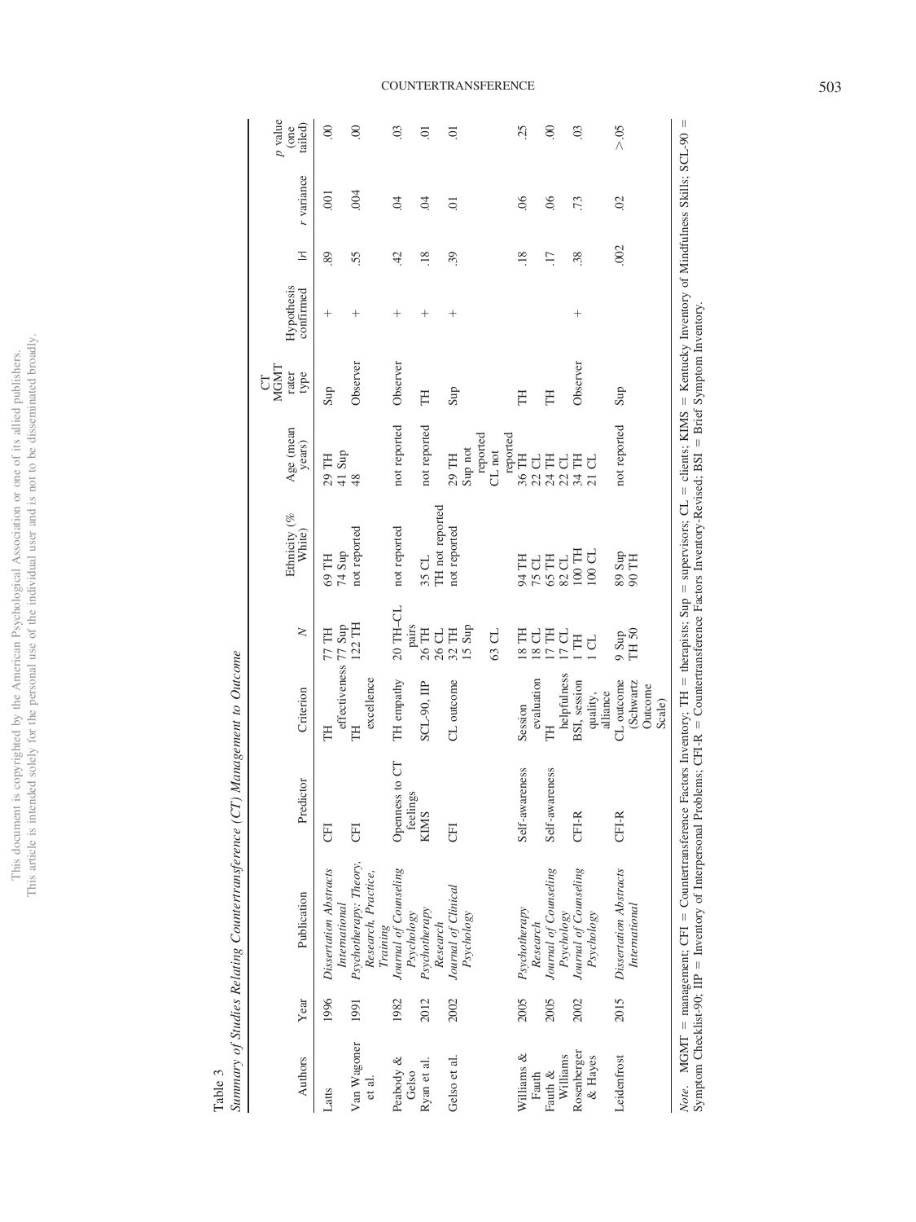Table 3
*Summary of Studies Relating Countertransference (CT) Management to Outcome*

| Authors | Year | Publication | Predictor | Criterion | $N$ | Ethnicity (% White) | Age (mean years) | CT MGMT rater type | Hypothesis confirmed | $\|r\|$ | $r$ variance | $p$ value (one tailed) |
|---|---|---|---|---|---|---|---|---|---|---|---|---|
| Latts | 1996 | *Dissertation Abstracts International* | CFI | TH effectiveness | 77 TH 77 Sup | 69 TH 74 Sup | 29 TH 41 Sup | Sup | + | .89 | .001 | .00 |
| Van Wagoner et al. | 1991 | *Psychotherapy: Theory, Research, Practice, Training* | CFI | TH excellence | 122 TH | not reported | 48 | Observer | + | .55 | .004 | .00 |
| Peabody & Gelso | 1982 | *Journal of Counseling Psychology* | Openness to CT feelings | TH empathy | 20 TH–CL pairs | not reported | not reported | Observer | + | .42 | .04 | .03 |
| Ryan et al. | 2012 | *Psychotherapy Research* | KIMS | SCL-90, IIP | 26 TH 26 CL | 35 CL TH not reported | not reported | TH | + | .18 | .04 | .01 |
| Gelso et al. | 2002 | *Journal of Clinical Psychology* | CFI | CL outcome | 32 TH 15 Sup 63 CL | not reported | 29 TH Sup not reported CL not reported | Sup | + | .39 | .01 | .01 |
| Williams & Fauth | 2005 | *Psychotherapy Research* | Self-awareness | Session evaluation | 18 TH 18 CL | 94 TH 75 CL | 36 TH 22 CL | TH | | .18 | .06 | .25 |
| Fauth & Williams | 2005 | *Journal of Counseling Psychology* | Self-awareness | TH helpfulness | 17 TH 17 CL | 65 TH 82 CL | 24 TH 22 CL | TH | | .17 | .06 | .00 |
| Rosenberger & Hayes | 2002 | *Journal of Counseling Psychology* | CFI-R | BSI, session quality, alliance | 1 TH 1 CL | 100 TH 100 CL | 34 TH 21 CL | Observer | + | .38 | .73 | .03 |
| Leidenfrost | 2015 | *Dissertation Abstracts International* | CFI-R | CL outcome (Schwartz Outcome Scale) | 9 Sup TH 50 | 89 Sup 90 TH | not reported | Sup | | .002 | .02 | >.05 |

*Note.* MGMT = management; CFI = Countertransference Factors Inventory; TH = therapists; Sup = supervisors; CL = clients; KIMS = Kentucky Inventory of Mindfulness Skills; SCL-90 = Symptom Checklist-90; IIP = Inventory of Interpersonal Problems; CFI-R = Countertransference Factors Inventory-Revised; BSI = Brief Symptom Inventory.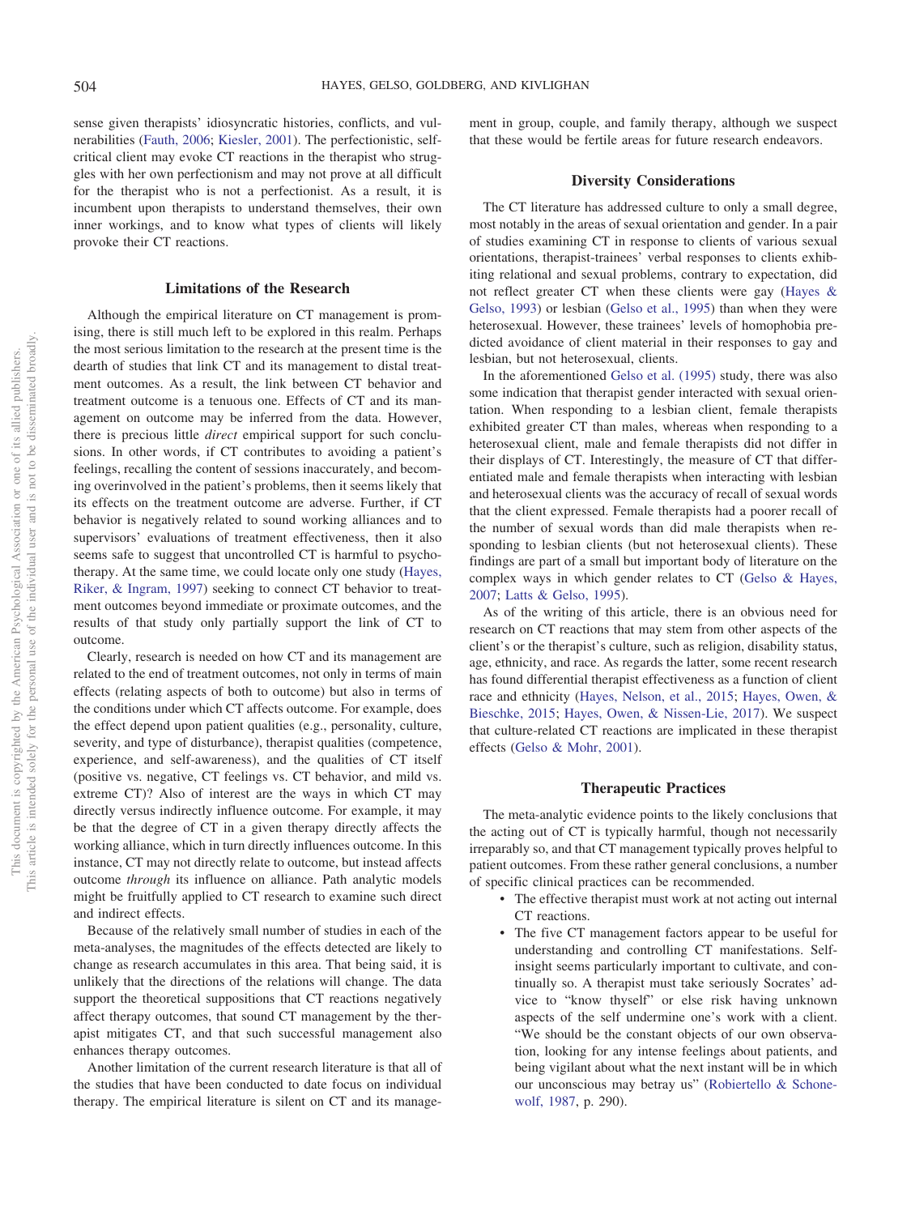sense given therapists' idiosyncratic histories, conflicts, and vulnerabilities (Fauth, 2006; Kiesler, 2001). The perfectionistic, self-critical client may evoke CT reactions in the therapist who struggles with her own perfectionism and may not prove at all difficult for the therapist who is not a perfectionist. As a result, it is incumbent upon therapists to understand themselves, their own inner workings, and to know what types of clients will likely provoke their CT reactions.

## Limitations of the Research

Although the empirical literature on CT management is promising, there is still much left to be explored in this realm. Perhaps the most serious limitation to the research at the present time is the dearth of studies that link CT and its management to distal treatment outcomes. As a result, the link between CT behavior and treatment outcome is a tenuous one. Effects of CT and its management on outcome may be inferred from the data. However, there is precious little *direct* empirical support for such conclusions. In other words, if CT contributes to avoiding a patient's feelings, recalling the content of sessions inaccurately, and becoming overinvolved in the patient's problems, then it seems likely that its effects on the treatment outcome are adverse. Further, if CT behavior is negatively related to sound working alliances and to supervisors' evaluations of treatment effectiveness, then it also seems safe to suggest that uncontrolled CT is harmful to psychotherapy. At the same time, we could locate only one study (Hayes, Riker, & Ingram, 1997) seeking to connect CT behavior to treatment outcomes beyond immediate or proximate outcomes, and the results of that study only partially support the link of CT to outcome.

Clearly, research is needed on how CT and its management are related to the end of treatment outcomes, not only in terms of main effects (relating aspects of both to outcome) but also in terms of the conditions under which CT affects outcome. For example, does the effect depend upon patient qualities (e.g., personality, culture, severity, and type of disturbance), therapist qualities (competence, experience, and self-awareness), and the qualities of CT itself (positive vs. negative, CT feelings vs. CT behavior, and mild vs. extreme CT)? Also of interest are the ways in which CT may directly versus indirectly influence outcome. For example, it may be that the degree of CT in a given therapy directly affects the working alliance, which in turn directly influences outcome. In this instance, CT may not directly relate to outcome, but instead affects outcome *through* its influence on alliance. Path analytic models might be fruitfully applied to CT research to examine such direct and indirect effects.

Because of the relatively small number of studies in each of the meta-analyses, the magnitudes of the effects detected are likely to change as research accumulates in this area. That being said, it is unlikely that the directions of the relations will change. The data support the theoretical suppositions that CT reactions negatively affect therapy outcomes, that sound CT management by the therapist mitigates CT, and that such successful management also enhances therapy outcomes.

Another limitation of the current research literature is that all of the studies that have been conducted to date focus on individual therapy. The empirical literature is silent on CT and its management in group, couple, and family therapy, although we suspect that these would be fertile areas for future research endeavors.

## Diversity Considerations

The CT literature has addressed culture to only a small degree, most notably in the areas of sexual orientation and gender. In a pair of studies examining CT in response to clients of various sexual orientations, therapist-trainees' verbal responses to clients exhibiting relational and sexual problems, contrary to expectation, did not reflect greater CT when these clients were gay (Hayes & Gelso, 1993) or lesbian (Gelso et al., 1995) than when they were heterosexual. However, these trainees' levels of homophobia predicted avoidance of client material in their responses to gay and lesbian, but not heterosexual, clients.

In the aforementioned Gelso et al. (1995) study, there was also some indication that therapist gender interacted with sexual orientation. When responding to a lesbian client, female therapists exhibited greater CT than males, whereas when responding to a heterosexual client, male and female therapists did not differ in their displays of CT. Interestingly, the measure of CT that differentiated male and female therapists when interacting with lesbian and heterosexual clients was the accuracy of recall of sexual words that the client expressed. Female therapists had a poorer recall of the number of sexual words than did male therapists when responding to lesbian clients (but not heterosexual clients). These findings are part of a small but important body of literature on the complex ways in which gender relates to CT (Gelso & Hayes, 2007; Latts & Gelso, 1995).

As of the writing of this article, there is an obvious need for research on CT reactions that may stem from other aspects of the client's or the therapist's culture, such as religion, disability status, age, ethnicity, and race. As regards the latter, some recent research has found differential therapist effectiveness as a function of client race and ethnicity (Hayes, Nelson, et al., 2015; Hayes, Owen, & Bieschke, 2015; Hayes, Owen, & Nissen-Lie, 2017). We suspect that culture-related CT reactions are implicated in these therapist effects (Gelso & Mohr, 2001).

## Therapeutic Practices

The meta-analytic evidence points to the likely conclusions that the acting out of CT is typically harmful, though not necessarily irreparably so, and that CT management typically proves helpful to patient outcomes. From these rather general conclusions, a number of specific clinical practices can be recommended.

- The effective therapist must work at not acting out internal CT reactions.
- The five CT management factors appear to be useful for understanding and controlling CT manifestations. Self-insight seems particularly important to cultivate, and continually so. A therapist must take seriously Socrates' advice to "know thyself" or else risk having unknown aspects of the self undermine one's work with a client. "We should be the constant objects of our own observation, looking for any intense feelings about patients, and being vigilant about what the next instant will be in which our unconscious may betray us" (Robiertello & Schoenewolf, 1987, p. 290).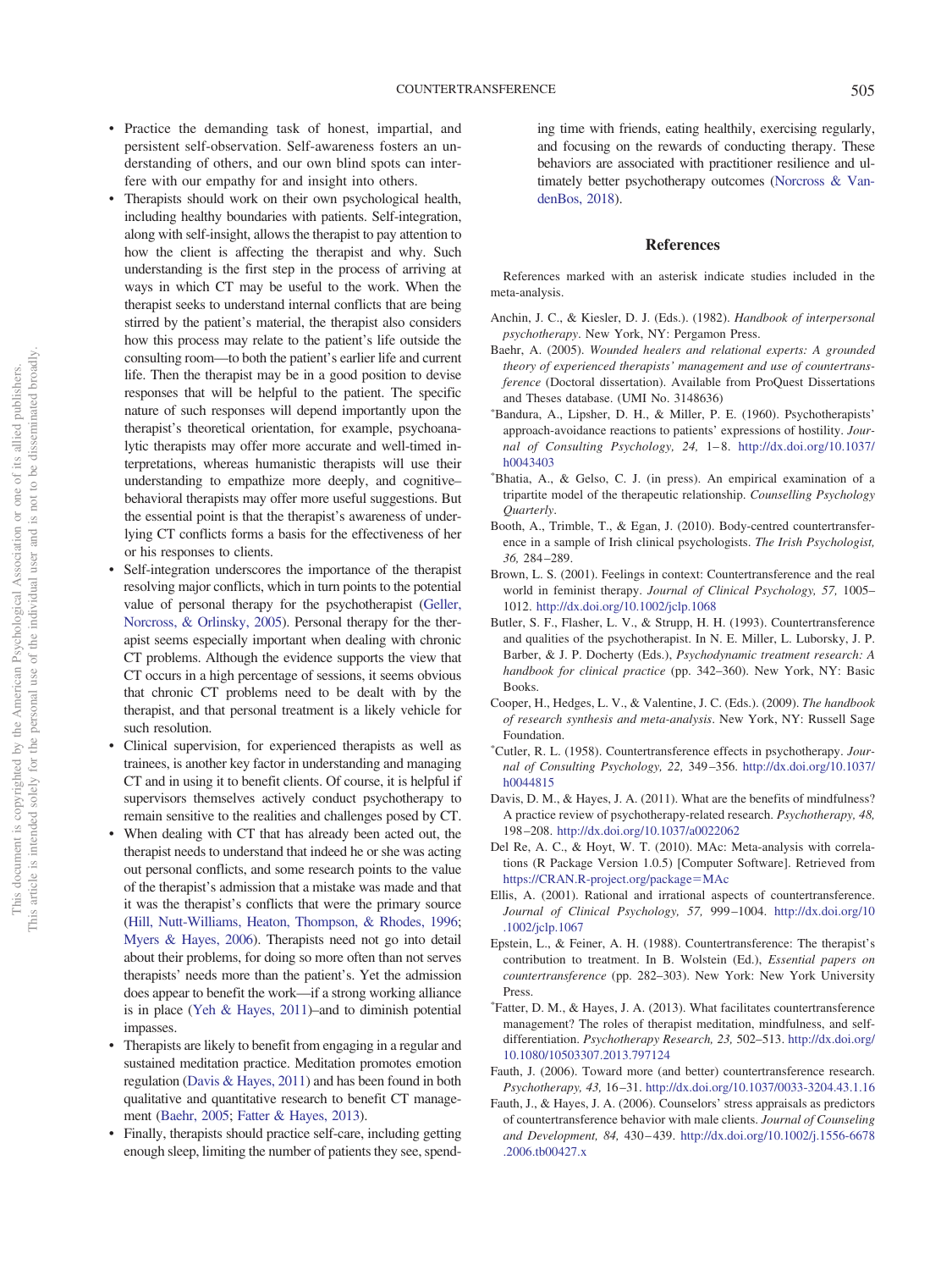- Practice the demanding task of honest, impartial, and persistent self-observation. Self-awareness fosters an understanding of others, and our own blind spots can interfere with our empathy for and insight into others.
- Therapists should work on their own psychological health, including healthy boundaries with patients. Self-integration, along with self-insight, allows the therapist to pay attention to how the client is affecting the therapist and why. Such understanding is the first step in the process of arriving at ways in which CT may be useful to the work. When the therapist seeks to understand internal conflicts that are being stirred by the patient's material, the therapist also considers how this process may relate to the patient's life outside the consulting room—to both the patient's earlier life and current life. Then the therapist may be in a good position to devise responses that will be helpful to the patient. The specific nature of such responses will depend importantly upon the therapist's theoretical orientation, for example, psychoanalytic therapists may offer more accurate and well-timed interpretations, whereas humanistic therapists will use their understanding to empathize more deeply, and cognitive–behavioral therapists may offer more useful suggestions. But the essential point is that the therapist's awareness of underlying CT conflicts forms a basis for the effectiveness of her or his responses to clients.
- Self-integration underscores the importance of the therapist resolving major conflicts, which in turn points to the potential value of personal therapy for the psychotherapist (Geller, Norcross, & Orlinsky, 2005). Personal therapy for the therapist seems especially important when dealing with chronic CT problems. Although the evidence supports the view that CT occurs in a high percentage of sessions, it seems obvious that chronic CT problems need to be dealt with by the therapist, and that personal treatment is a likely vehicle for such resolution.
- Clinical supervision, for experienced therapists as well as trainees, is another key factor in understanding and managing CT and in using it to benefit clients. Of course, it is helpful if supervisors themselves actively conduct psychotherapy to remain sensitive to the realities and challenges posed by CT.
- When dealing with CT that has already been acted out, the therapist needs to understand that indeed he or she was acting out personal conflicts, and some research points to the value of the therapist's admission that a mistake was made and that it was the therapist's conflicts that were the primary source (Hill, Nutt-Williams, Heaton, Thompson, & Rhodes, 1996; Myers & Hayes, 2006). Therapists need not go into detail about their problems, for doing so more often than not serves therapists' needs more than the patient's. Yet the admission does appear to benefit the work—if a strong working alliance is in place (Yeh & Hayes, 2011)–and to diminish potential impasses.
- Therapists are likely to benefit from engaging in a regular and sustained meditation practice. Meditation promotes emotion regulation (Davis & Hayes, 2011) and has been found in both qualitative and quantitative research to benefit CT management (Baehr, 2005; Fatter & Hayes, 2013).
- Finally, therapists should practice self-care, including getting enough sleep, limiting the number of patients they see, spending time with friends, eating healthily, exercising regularly, and focusing on the rewards of conducting therapy. These behaviors are associated with practitioner resilience and ultimately better psychotherapy outcomes (Norcross & VandenBos, 2018).

## References

References marked with an asterisk indicate studies included in the meta-analysis.

Anchin, J. C., & Kiesler, D. J. (Eds.). (1982). *Handbook of interpersonal psychotherapy*. New York, NY: Pergamon Press.

Baehr, A. (2005). *Wounded healers and relational experts: A grounded theory of experienced therapists' management and use of countertransference* (Doctoral dissertation). Available from ProQuest Dissertations and Theses database. (UMI No. 3148636)

*Bandura, A., Lipsher, D. H., & Miller, P. E. (1960). Psychotherapists' approach-avoidance reactions to patients' expressions of hostility. *Journal of Consulting Psychology, 24,* 1–8. http://dx.doi.org/10.1037/h0043403

*Bhatia, A., & Gelso, C. J. (in press). An empirical examination of a tripartite model of the therapeutic relationship. *Counselling Psychology Quarterly*.

Booth, A., Trimble, T., & Egan, J. (2010). Body-centred countertransference in a sample of Irish clinical psychologists. *The Irish Psychologist, 36,* 284–289.

Brown, L. S. (2001). Feelings in context: Countertransference and the real world in feminist therapy. *Journal of Clinical Psychology, 57,* 1005–1012. http://dx.doi.org/10.1002/jclp.1068

Butler, S. F., Flasher, L. V., & Strupp, H. H. (1993). Countertransference and qualities of the psychotherapist. In N. E. Miller, L. Luborsky, J. P. Barber, & J. P. Docherty (Eds.), *Psychodynamic treatment research: A handbook for clinical practice* (pp. 342–360). New York, NY: Basic Books.

Cooper, H., Hedges, L. V., & Valentine, J. C. (Eds.). (2009). *The handbook of research synthesis and meta-analysis*. New York, NY: Russell Sage Foundation.

*Cutler, R. L. (1958). Countertransference effects in psychotherapy. *Journal of Consulting Psychology, 22,* 349–356. http://dx.doi.org/10.1037/h0044815

Davis, D. M., & Hayes, J. A. (2011). What are the benefits of mindfulness? A practice review of psychotherapy-related research. *Psychotherapy, 48,* 198–208. http://dx.doi.org/10.1037/a0022062

Del Re, A. C., & Hoyt, W. T. (2010). MAc: Meta-analysis with correlations (R Package Version 1.0.5) [Computer Software]. Retrieved from https://CRAN.R-project.org/package=MAc

Ellis, A. (2001). Rational and irrational aspects of countertransference. *Journal of Clinical Psychology, 57,* 999–1004. http://dx.doi.org/10.1002/jclp.1067

Epstein, L., & Feiner, A. H. (1988). Countertransference: The therapist's contribution to treatment. In B. Wolstein (Ed.), *Essential papers on countertransference* (pp. 282–303). New York: New York University Press.

*Fatter, D. M., & Hayes, J. A. (2013). What facilitates countertransference management? The roles of therapist meditation, mindfulness, and self-differentiation. *Psychotherapy Research, 23,* 502–513. http://dx.doi.org/10.1080/10503307.2013.797124

Fauth, J. (2006). Toward more (and better) countertransference research. *Psychotherapy, 43,* 16–31. http://dx.doi.org/10.1037/0033-3204.43.1.16

Fauth, J., & Hayes, J. A. (2006). Counselors' stress appraisals as predictors of countertransference behavior with male clients. *Journal of Counseling and Development, 84,* 430–439. http://dx.doi.org/10.1002/j.1556-6678.2006.tb00427.x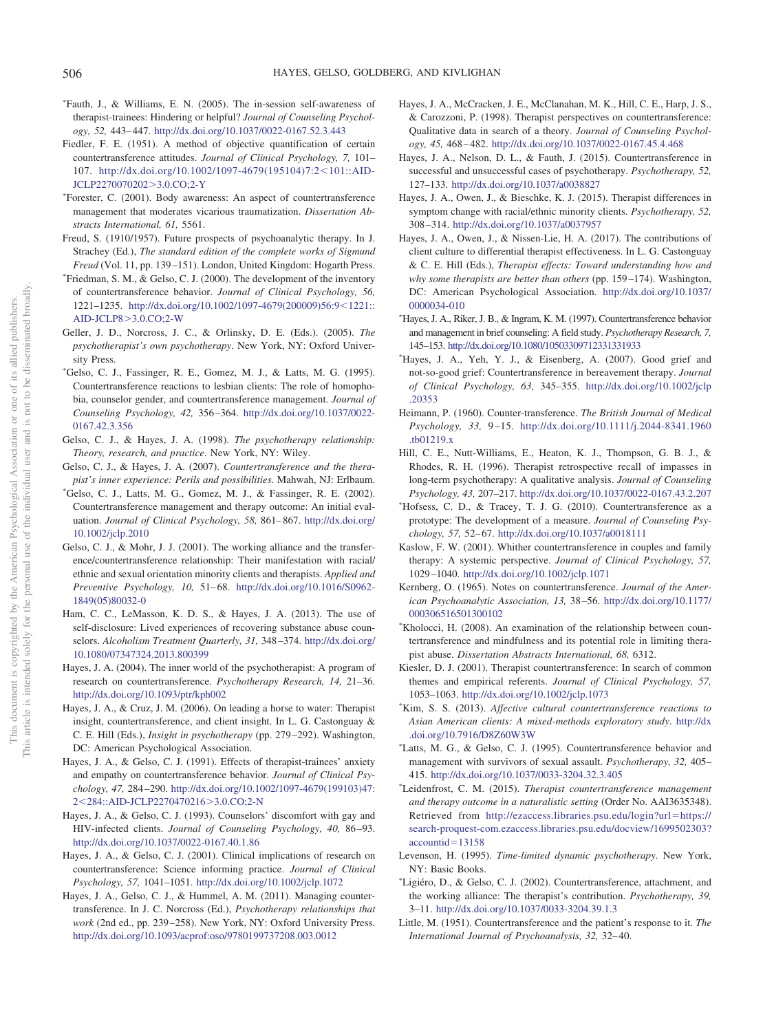*Fauth, J., & Williams, E. N. (2005). The in-session self-awareness of therapist-trainees: Hindering or helpful? *Journal of Counseling Psychology, 52,* 443–447. http://dx.doi.org/10.1037/0022-0167.52.3.443

Fiedler, F. E. (1951). A method of objective quantification of certain countertransference attitudes. *Journal of Clinical Psychology, 7,* 101–107. http://dx.doi.org/10.1002/1097-4679(195104)7:2<101::AID-JCLP2270070202>3.0.CO;2-Y

*Forester, C. (2001). Body awareness: An aspect of countertransference management that moderates vicarious traumatization. *Dissertation Abstracts International, 61,* 5561.

Freud, S. (1910/1957). Future prospects of psychoanalytic therapy. In J. Strachey (Ed.), *The standard edition of the complete works of Sigmund Freud* (Vol. 11, pp. 139–151). London, United Kingdom: Hogarth Press.

*Friedman, S. M., & Gelso, C. J. (2000). The development of the inventory of countertransference behavior. *Journal of Clinical Psychology, 56,* 1221–1235. http://dx.doi.org/10.1002/1097-4679(200009)56:9<1221::AID-JCLP8>3.0.CO;2-W

Geller, J. D., Norcross, J. C., & Orlinsky, D. E. (Eds.). (2005). *The psychotherapist's own psychotherapy*. New York, NY: Oxford University Press.

*Gelso, C. J., Fassinger, R. E., Gomez, M. J., & Latts, M. G. (1995). Countertransference reactions to lesbian clients: The role of homophobia, counselor gender, and countertransference management. *Journal of Counseling Psychology, 42,* 356–364. http://dx.doi.org/10.1037/0022-0167.42.3.356

Gelso, C. J., & Hayes, J. A. (1998). *The psychotherapy relationship: Theory, research, and practice*. New York, NY: Wiley.

Gelso, C. J., & Hayes, J. A. (2007). *Countertransference and the therapist's inner experience: Perils and possibilities*. Mahwah, NJ: Erlbaum.

*Gelso, C. J., Latts, M. G., Gomez, M. J., & Fassinger, R. E. (2002). Countertransference management and therapy outcome: An initial evaluation. *Journal of Clinical Psychology, 58,* 861–867. http://dx.doi.org/10.1002/jclp.2010

Gelso, C. J., & Mohr, J. J. (2001). The working alliance and the transference/countertransference relationship: Their manifestation with racial/ethnic and sexual orientation minority clients and therapists. *Applied and Preventive Psychology, 10,* 51–68. http://dx.doi.org/10.1016/S0962-1849(05)80032-0

Ham, C. C., LeMasson, K. D. S., & Hayes, J. A. (2013). The use of self-disclosure: Lived experiences of recovering substance abuse counselors. *Alcoholism Treatment Quarterly, 31,* 348–374. http://dx.doi.org/10.1080/07347324.2013.800399

Hayes, J. A. (2004). The inner world of the psychotherapist: A program of research on countertransference. *Psychotherapy Research, 14,* 21–36. http://dx.doi.org/10.1093/ptr/kph002

Hayes, J. A., & Cruz, J. M. (2006). On leading a horse to water: Therapist insight, countertransference, and client insight. In L. G. Castonguay & C. E. Hill (Eds.), *Insight in psychotherapy* (pp. 279–292). Washington, DC: American Psychological Association.

Hayes, J. A., & Gelso, C. J. (1991). Effects of therapist-trainees' anxiety and empathy on countertransference behavior. *Journal of Clinical Psychology, 47,* 284–290. http://dx.doi.org/10.1002/1097-4679(199103)47:2<284::AID-JCLP2270470216>3.0.CO;2-N

Hayes, J. A., & Gelso, C. J. (1993). Counselors' discomfort with gay and HIV-infected clients. *Journal of Counseling Psychology, 40,* 86–93. http://dx.doi.org/10.1037/0022-0167.40.1.86

Hayes, J. A., & Gelso, C. J. (2001). Clinical implications of research on countertransference: Science informing practice. *Journal of Clinical Psychology, 57,* 1041–1051. http://dx.doi.org/10.1002/jclp.1072

Hayes, J. A., Gelso, C. J., & Hummel, A. M. (2011). Managing countertransference. In J. C. Norcross (Ed.), *Psychotherapy relationships that work* (2nd ed., pp. 239–258). New York, NY: Oxford University Press. http://dx.doi.org/10.1093/acprof:oso/9780199737208.003.0012

Hayes, J. A., McCracken, J. E., McClanahan, M. K., Hill, C. E., Harp, J. S., & Carozzoni, P. (1998). Therapist perspectives on countertransference: Qualitative data in search of a theory. *Journal of Counseling Psychology, 45,* 468–482. http://dx.doi.org/10.1037/0022-0167.45.4.468

Hayes, J. A., Nelson, D. L., & Fauth, J. (2015). Countertransference in successful and unsuccessful cases of psychotherapy. *Psychotherapy, 52,* 127–133. http://dx.doi.org/10.1037/a0038827

Hayes, J. A., Owen, J., & Bieschke, K. J. (2015). Therapist differences in symptom change with racial/ethnic minority clients. *Psychotherapy, 52,* 308–314. http://dx.doi.org/10.1037/a0037957

Hayes, J. A., Owen, J., & Nissen-Lie, H. A. (2017). The contributions of client culture to differential therapist effectiveness. In L. G. Castonguay & C. E. Hill (Eds.), *Therapist effects: Toward understanding how and why some therapists are better than others* (pp. 159–174). Washington, DC: American Psychological Association. http://dx.doi.org/10.1037/0000034-010

*Hayes, J. A., Riker, J. B., & Ingram, K. M. (1997). Countertransference behavior and management in brief counseling: A field study. *Psychotherapy Research, 7,* 145–153. http://dx.doi.org/10.1080/10503309712331331933

*Hayes, J. A., Yeh, Y. J., & Eisenberg, A. (2007). Good grief and not-so-good grief: Countertransference in bereavement therapy. *Journal of Clinical Psychology, 63,* 345–355. http://dx.doi.org/10.1002/jclp.20353

Heimann, P. (1960). Counter-transference. *The British Journal of Medical Psychology, 33,* 9–15. http://dx.doi.org/10.1111/j.2044-8341.1960.tb01219.x

Hill, C. E., Nutt-Williams, E., Heaton, K. J., Thompson, G. B. J., & Rhodes, R. H. (1996). Therapist retrospective recall of impasses in long-term psychotherapy: A qualitative analysis. *Journal of Counseling Psychology, 43,* 207–217. http://dx.doi.org/10.1037/0022-0167.43.2.207

*Hofsess, C. D., & Tracey, T. J. G. (2010). Countertransference as a prototype: The development of a measure. *Journal of Counseling Psychology, 57,* 52–67. http://dx.doi.org/10.1037/a0018111

Kaslow, F. W. (2001). Whither countertransference in couples and family therapy: A systemic perspective. *Journal of Clinical Psychology, 57,* 1029–1040. http://dx.doi.org/10.1002/jclp.1071

Kernberg, O. (1965). Notes on countertransference. *Journal of the American Psychoanalytic Association, 13,* 38–56. http://dx.doi.org/10.1177/000306516501300102

*Kholocci, H. (2008). An examination of the relationship between countertransference and mindfulness and its potential role in limiting therapist abuse. *Dissertation Abstracts International, 68,* 6312.

Kiesler, D. J. (2001). Therapist countertransference: In search of common themes and empirical referents. *Journal of Clinical Psychology, 57,* 1053–1063. http://dx.doi.org/10.1002/jclp.1073

*Kim, S. S. (2013). *Affective cultural countertransference reactions to Asian American clients: A mixed-methods exploratory study*. http://dx.doi.org/10.7916/D8Z60W3W

*Latts, M. G., & Gelso, C. J. (1995). Countertransference behavior and management with survivors of sexual assault. *Psychotherapy, 32,* 405–415. http://dx.doi.org/10.1037/0033-3204.32.3.405

*Leidenfrost, C. M. (2015). *Therapist countertransference management and therapy outcome in a naturalistic setting* (Order No. AAI3635348). Retrieved from http://ezaccess.libraries.psu.edu/login?url=https://search-proquest-com.ezaccess.libraries.psu.edu/docview/1699502303?accountid=13158

Levenson, H. (1995). *Time-limited dynamic psychotherapy*. New York, NY: Basic Books.

*Ligiéro, D., & Gelso, C. J. (2002). Countertransference, attachment, and the working alliance: The therapist's contribution. *Psychotherapy, 39,* 3–11. http://dx.doi.org/10.1037/0033-3204.39.1.3

Little, M. (1951). Countertransference and the patient's response to it. *The International Journal of Psychoanalysis, 32,* 32–40.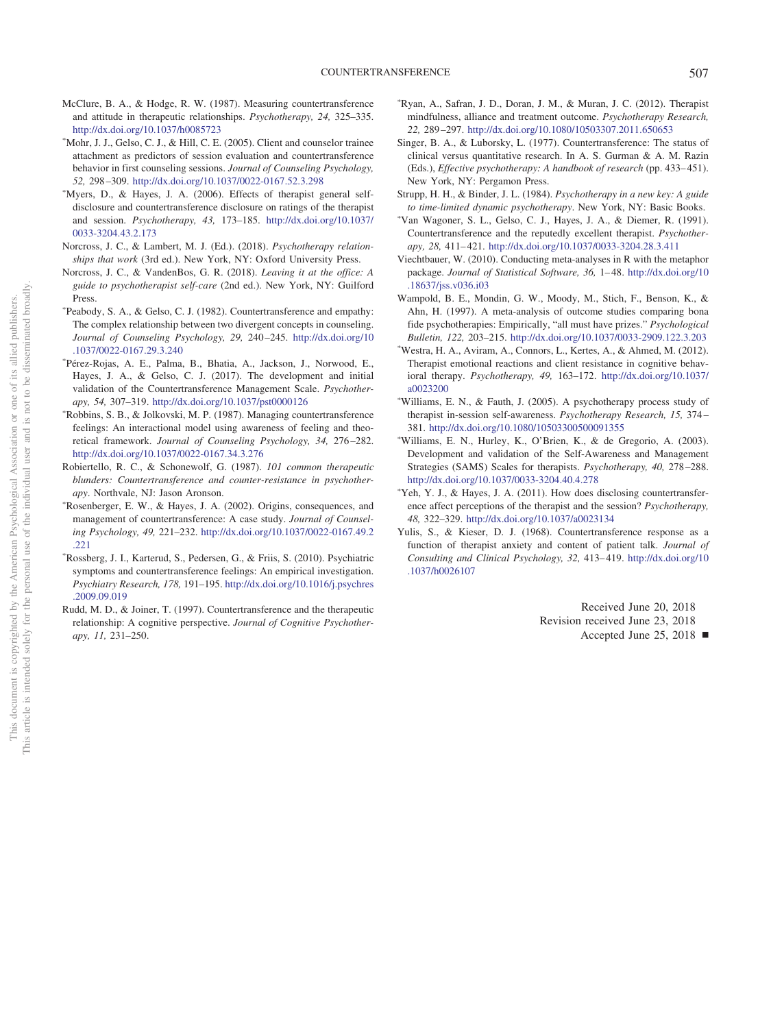McClure, B. A., & Hodge, R. W. (1987). Measuring countertransference and attitude in therapeutic relationships. *Psychotherapy, 24,* 325–335. http://dx.doi.org/10.1037/h0085723

*Mohr, J. J., Gelso, C. J., & Hill, C. E. (2005). Client and counselor trainee attachment as predictors of session evaluation and countertransference behavior in first counseling sessions. *Journal of Counseling Psychology, 52,* 298–309. http://dx.doi.org/10.1037/0022-0167.52.3.298

*Myers, D., & Hayes, J. A. (2006). Effects of therapist general self-disclosure and countertransference disclosure on ratings of the therapist and session. *Psychotherapy, 43,* 173–185. http://dx.doi.org/10.1037/0033-3204.43.2.173

Norcross, J. C., & Lambert, M. J. (Ed.). (2018). *Psychotherapy relationships that work* (3rd ed.). New York, NY: Oxford University Press.

Norcross, J. C., & VandenBos, G. R. (2018). *Leaving it at the office: A guide to psychotherapist self-care* (2nd ed.). New York, NY: Guilford Press.

*Peabody, S. A., & Gelso, C. J. (1982). Countertransference and empathy: The complex relationship between two divergent concepts in counseling. *Journal of Counseling Psychology, 29,* 240–245. http://dx.doi.org/10.1037/0022-0167.29.3.240

*Pérez-Rojas, A. E., Palma, B., Bhatia, A., Jackson, J., Norwood, E., Hayes, J. A., & Gelso, C. J. (2017). The development and initial validation of the Countertransference Management Scale. *Psychotherapy, 54,* 307–319. http://dx.doi.org/10.1037/pst0000126

*Robbins, S. B., & Jolkovski, M. P. (1987). Managing countertransference feelings: An interactional model using awareness of feeling and theoretical framework. *Journal of Counseling Psychology, 34,* 276–282. http://dx.doi.org/10.1037/0022-0167.34.3.276

Robiertello, R. C., & Schonewolf, G. (1987). *101 common therapeutic blunders: Countertransference and counter-resistance in psychotherapy*. Northvale, NJ: Jason Aronson.

*Rosenberger, E. W., & Hayes, J. A. (2002). Origins, consequences, and management of countertransference: A case study. *Journal of Counseling Psychology, 49,* 221–232. http://dx.doi.org/10.1037/0022-0167.49.2.221

*Rossberg, J. I., Karterud, S., Pedersen, G., & Friis, S. (2010). Psychiatric symptoms and countertransference feelings: An empirical investigation. *Psychiatry Research, 178,* 191–195. http://dx.doi.org/10.1016/j.psychres.2009.09.019

Rudd, M. D., & Joiner, T. (1997). Countertransference and the therapeutic relationship: A cognitive perspective. *Journal of Cognitive Psychotherapy, 11,* 231–250.

*Ryan, A., Safran, J. D., Doran, J. M., & Muran, J. C. (2012). Therapist mindfulness, alliance and treatment outcome. *Psychotherapy Research, 22,* 289–297. http://dx.doi.org/10.1080/10503307.2011.650653

Singer, B. A., & Luborsky, L. (1977). Countertransference: The status of clinical versus quantitative research. In A. S. Gurman & A. M. Razin (Eds.), *Effective psychotherapy: A handbook of research* (pp. 433–451). New York, NY: Pergamon Press.

Strupp, H. H., & Binder, J. L. (1984). *Psychotherapy in a new key: A guide to time-limited dynamic psychotherapy*. New York, NY: Basic Books.

*Van Wagoner, S. L., Gelso, C. J., Hayes, J. A., & Diemer, R. (1991). Countertransference and the reputedly excellent therapist. *Psychotherapy, 28,* 411–421. http://dx.doi.org/10.1037/0033-3204.28.3.411

Viechtbauer, W. (2010). Conducting meta-analyses in R with the metaphor package. *Journal of Statistical Software, 36,* 1–48. http://dx.doi.org/10.18637/jss.v036.i03

Wampold, B. E., Mondin, G. W., Moody, M., Stich, F., Benson, K., & Ahn, H. (1997). A meta-analysis of outcome studies comparing bona fide psychotherapies: Empirically, "all must have prizes." *Psychological Bulletin, 122,* 203–215. http://dx.doi.org/10.1037/0033-2909.122.3.203

*Westra, H. A., Aviram, A., Connors, L., Kertes, A., & Ahmed, M. (2012). Therapist emotional reactions and client resistance in cognitive behavioral therapy. *Psychotherapy, 49,* 163–172. http://dx.doi.org/10.1037/a0023200

*Williams, E. N., & Fauth, J. (2005). A psychotherapy process study of therapist in-session self-awareness. *Psychotherapy Research, 15,* 374–381. http://dx.doi.org/10.1080/10503300500091355

*Williams, E. N., Hurley, K., O'Brien, K., & de Gregorio, A. (2003). Development and validation of the Self-Awareness and Management Strategies (SAMS) Scales for therapists. *Psychotherapy, 40,* 278–288. http://dx.doi.org/10.1037/0033-3204.40.4.278

*Yeh, Y. J., & Hayes, J. A. (2011). How does disclosing countertransference affect perceptions of the therapist and the session? *Psychotherapy, 48,* 322–329. http://dx.doi.org/10.1037/a0023134

Yulis, S., & Kieser, D. J. (1968). Countertransference response as a function of therapist anxiety and content of patient talk. *Journal of Consulting and Clinical Psychology, 32,* 413–419. http://dx.doi.org/10.1037/h0026107

Received June 20, 2018
Revision received June 23, 2018
Accepted June 25, 2018 ■